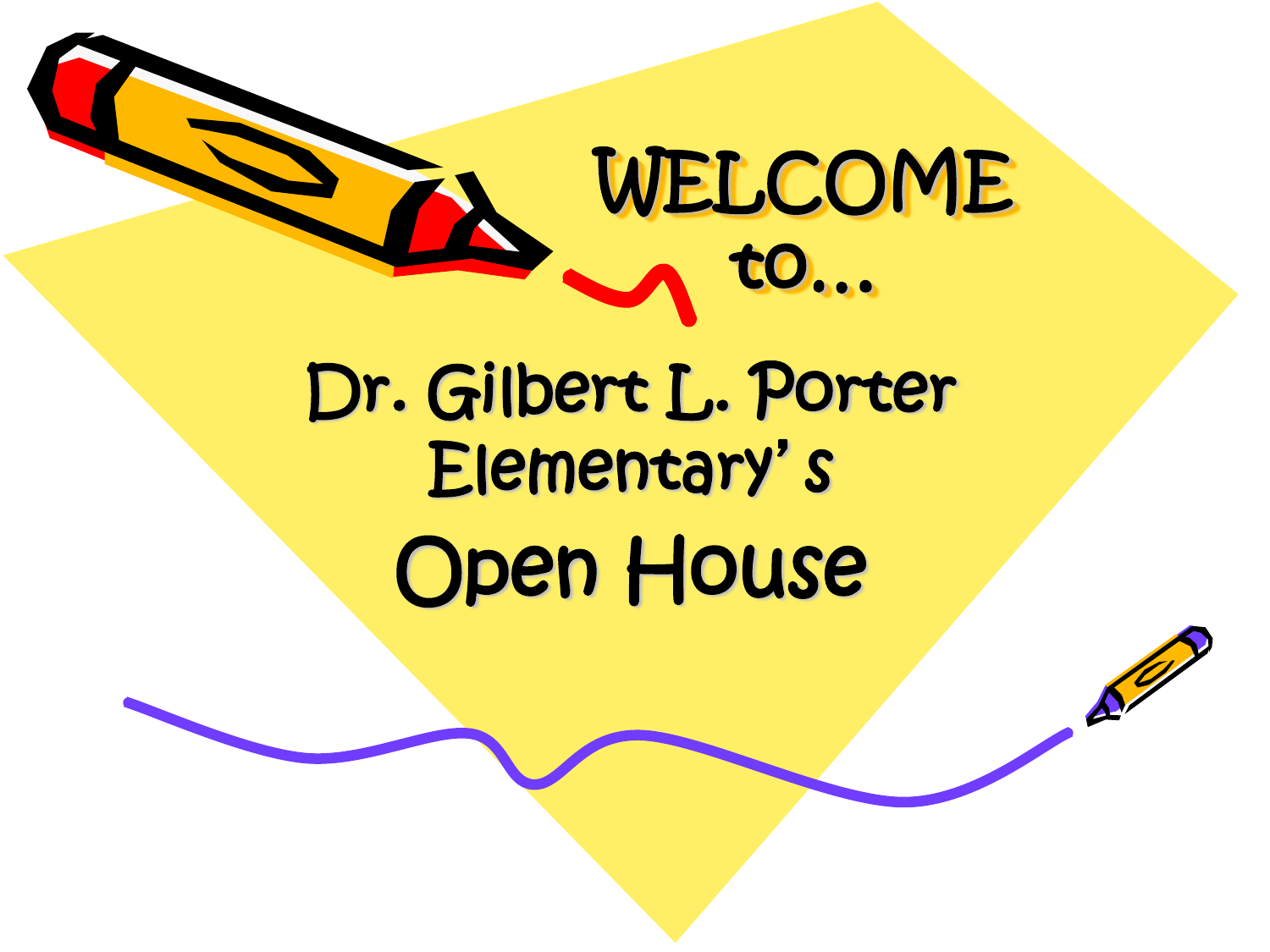# WELCOME to…

## Dr. Gilbert L. Porter Elementary's

## Open House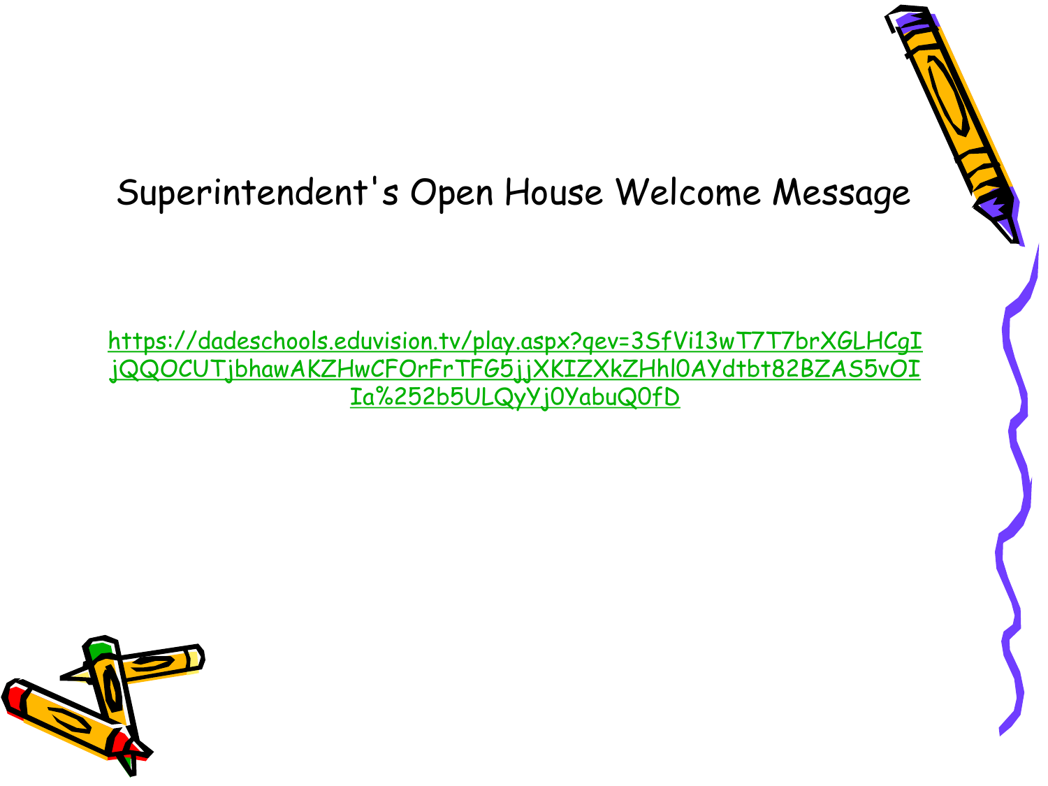# Superintendent's Open House Welcome Message

https://dadeschools.eduvision.tv/play.aspx?qev=3SfVi13wT7T7brXGLHCgIjQQOCUTjbhawAKZHwCFOrFrTFG5jjXKIZXkZHhl0AYdtbt82BZAS5vOIIa%252b5ULQyYj0YabuQ0fD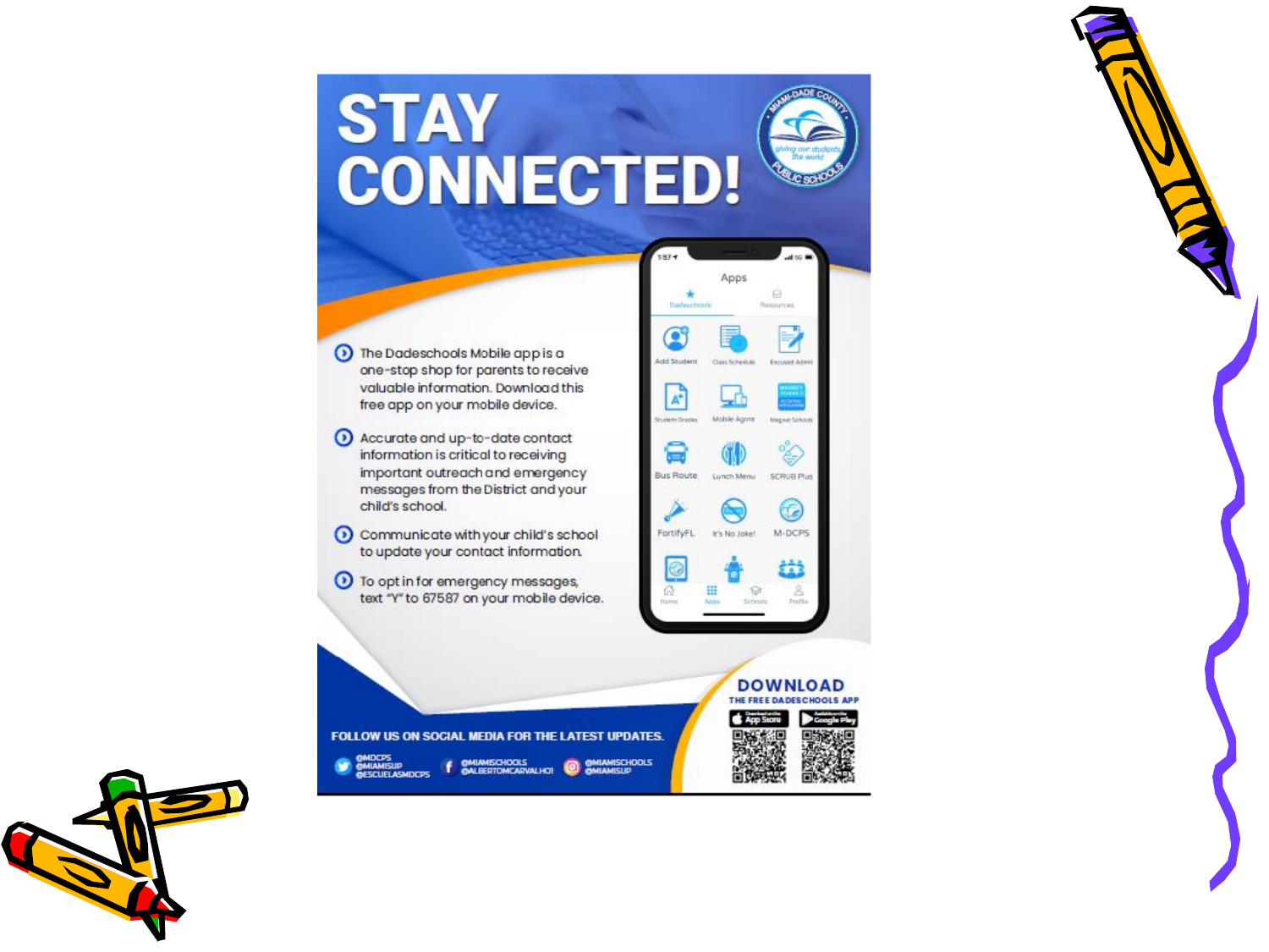# STAY CONNECTED!

- The Dadeschools Mobile app is a one-stop shop for parents to receive valuable information. Download this free app on your mobile device.
- Accurate and up-to-date contact information is critical to receiving important outreach and emergency messages from the District and your child's school.
- Communicate with your child's school to update your contact information.
- To opt in for emergency messages, text "Y" to 67587 on your mobile device.

**DOWNLOAD**

**THE FREE DADESCHOOLS APP**

App Store | Google Play

**FOLLOW US ON SOCIAL MEDIA FOR THE LATEST UPDATES.**

@MDCPS
@MIAMISUP
@ESCUELASMDCPS

@MIAMISCHOOLS
@ALBERTOMCARVALHO1

@MIAMISCHOOLS
@MIAMISUP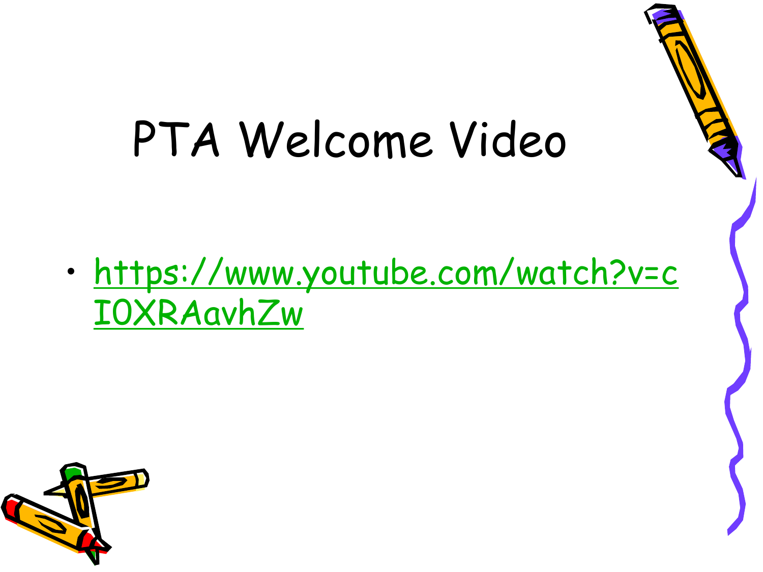# PTA Welcome Video

- https://www.youtube.com/watch?v=cI0XRAavhZw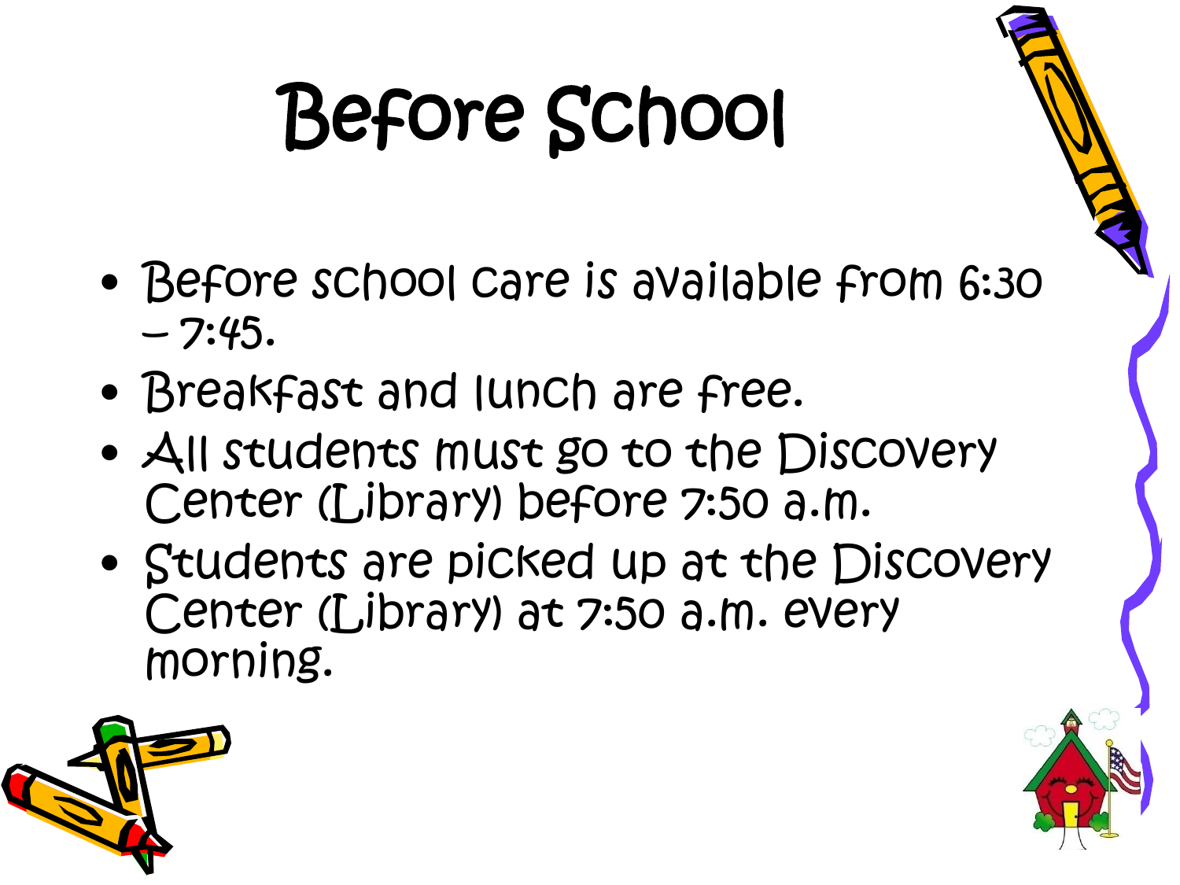# Before School

- Before school care is available from 6:30 – 7:45.
- Breakfast and lunch are free.
- All students must go to the Discovery Center (Library) before 7:50 a.m.
- Students are picked up at the Discovery Center (Library) at 7:50 a.m. every morning.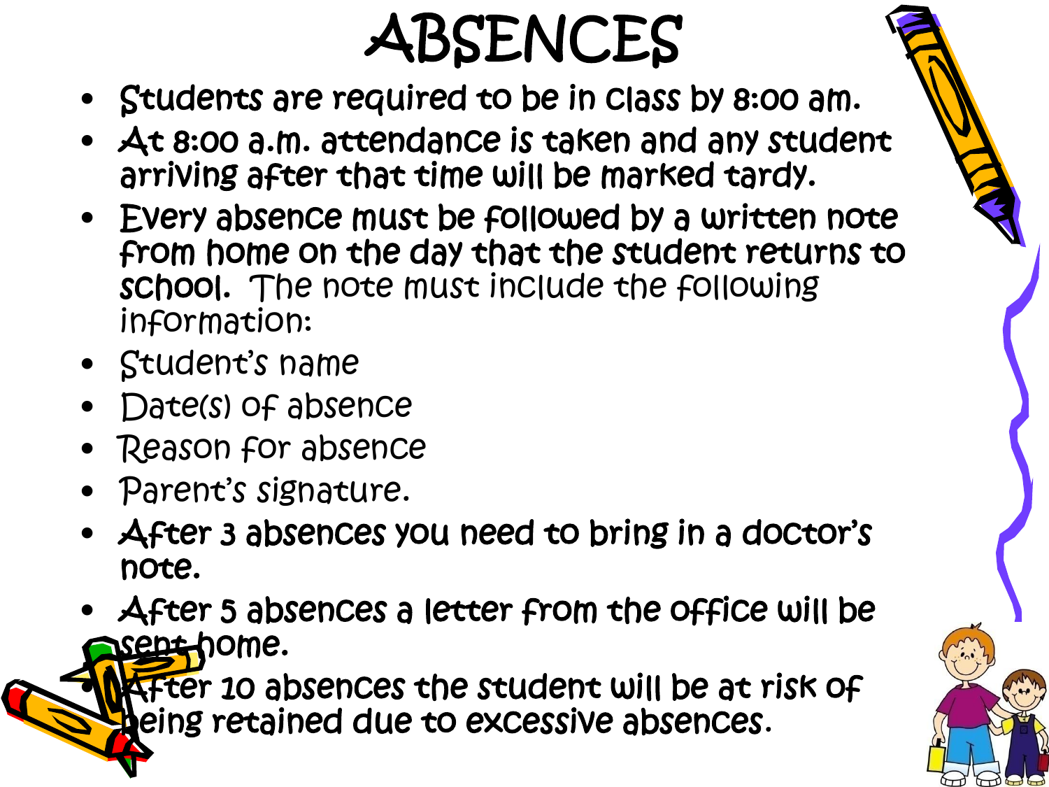# ABSENCES

- Students are required to be in class by 8:00 am.
- At 8:00 a.m. attendance is taken and any student arriving after that time will be marked tardy.
- Every absence must be followed by a written note from home on the day that the student returns to school. The note must include the following information:
- Student's name
- Date(s) of absence
- Reason for absence
- Parent's signature.
- After 3 absences you need to bring in a doctor's note.
- After 5 absences a letter from the office will be sent home.
- After 10 absences the student will be at risk of being retained due to excessive absences.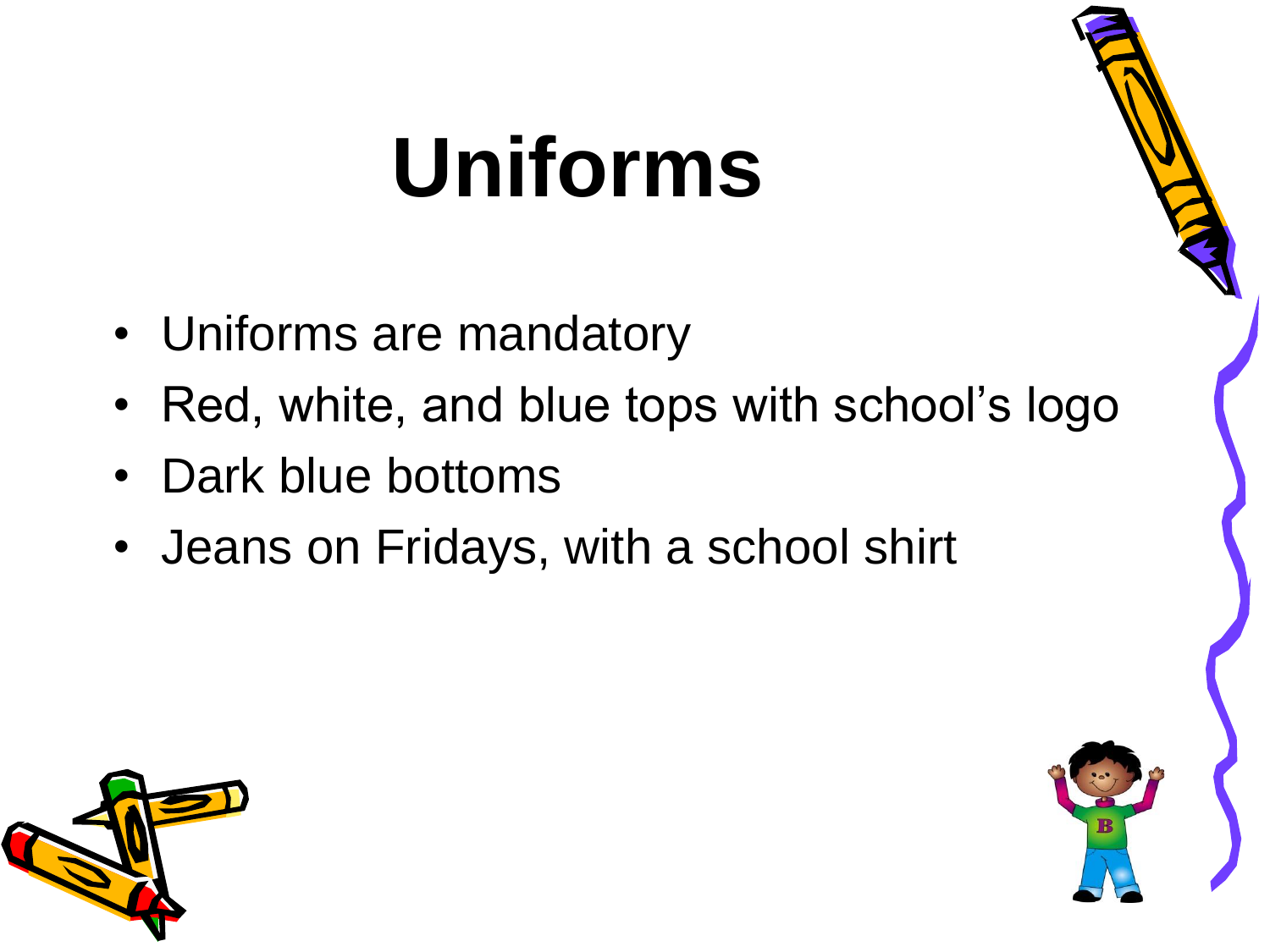# Uniforms

- Uniforms are mandatory
- Red, white, and blue tops with school’s logo
- Dark blue bottoms
- Jeans on Fridays, with a school shirt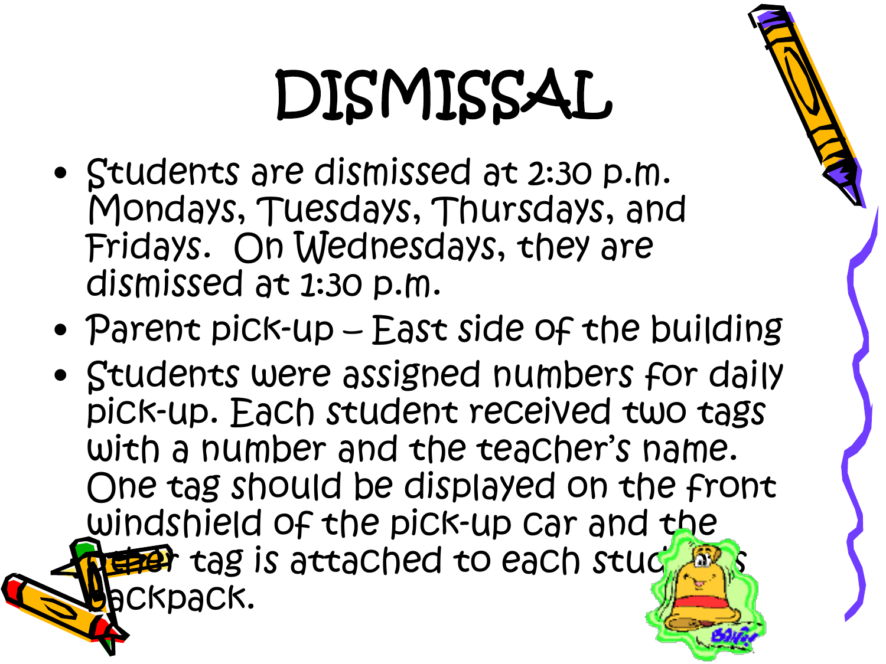# DISMISSAL

- Students are dismissed at 2:30 p.m. Mondays, Tuesdays, Thursdays, and Fridays. On Wednesdays, they are dismissed at 1:30 p.m.
- Parent pick-up – East side of the building
- Students were assigned numbers for daily pick-up. Each student received two tags with a number and the teacher's name. One tag should be displayed on the front windshield of the pick-up car and the other tag is attached to each student's backpack.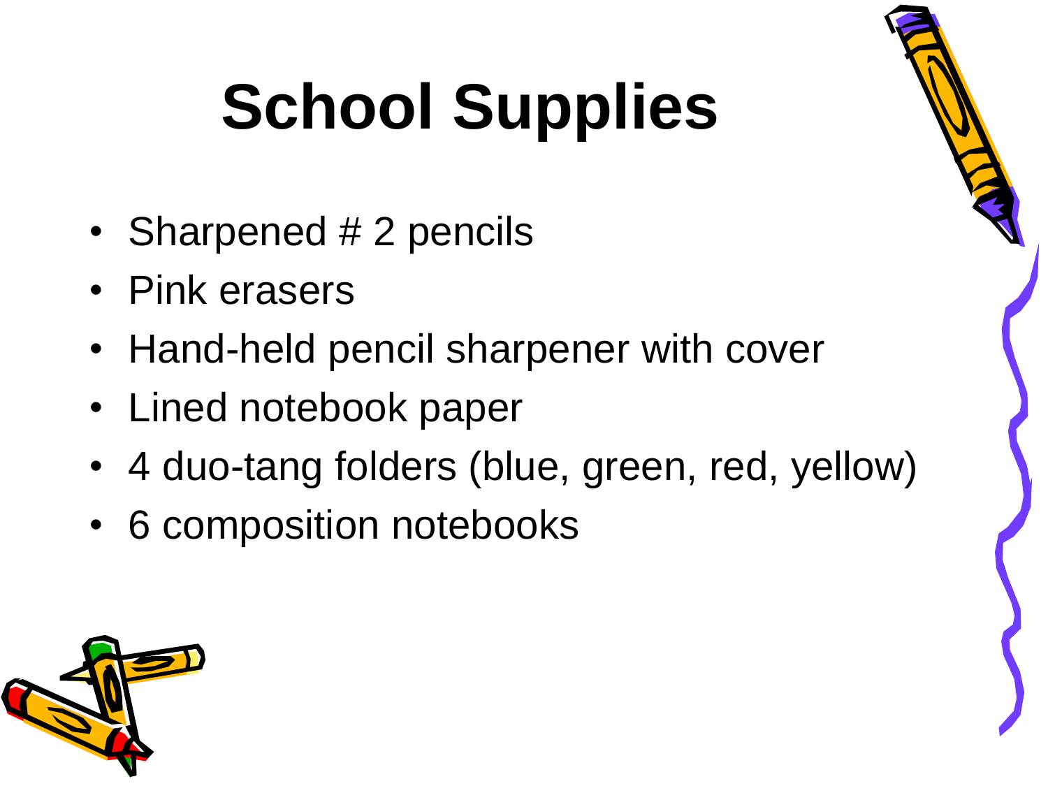# School Supplies

- Sharpened # 2 pencils
- Pink erasers
- Hand-held pencil sharpener with cover
- Lined notebook paper
- 4 duo-tang folders (blue, green, red, yellow)
- 6 composition notebooks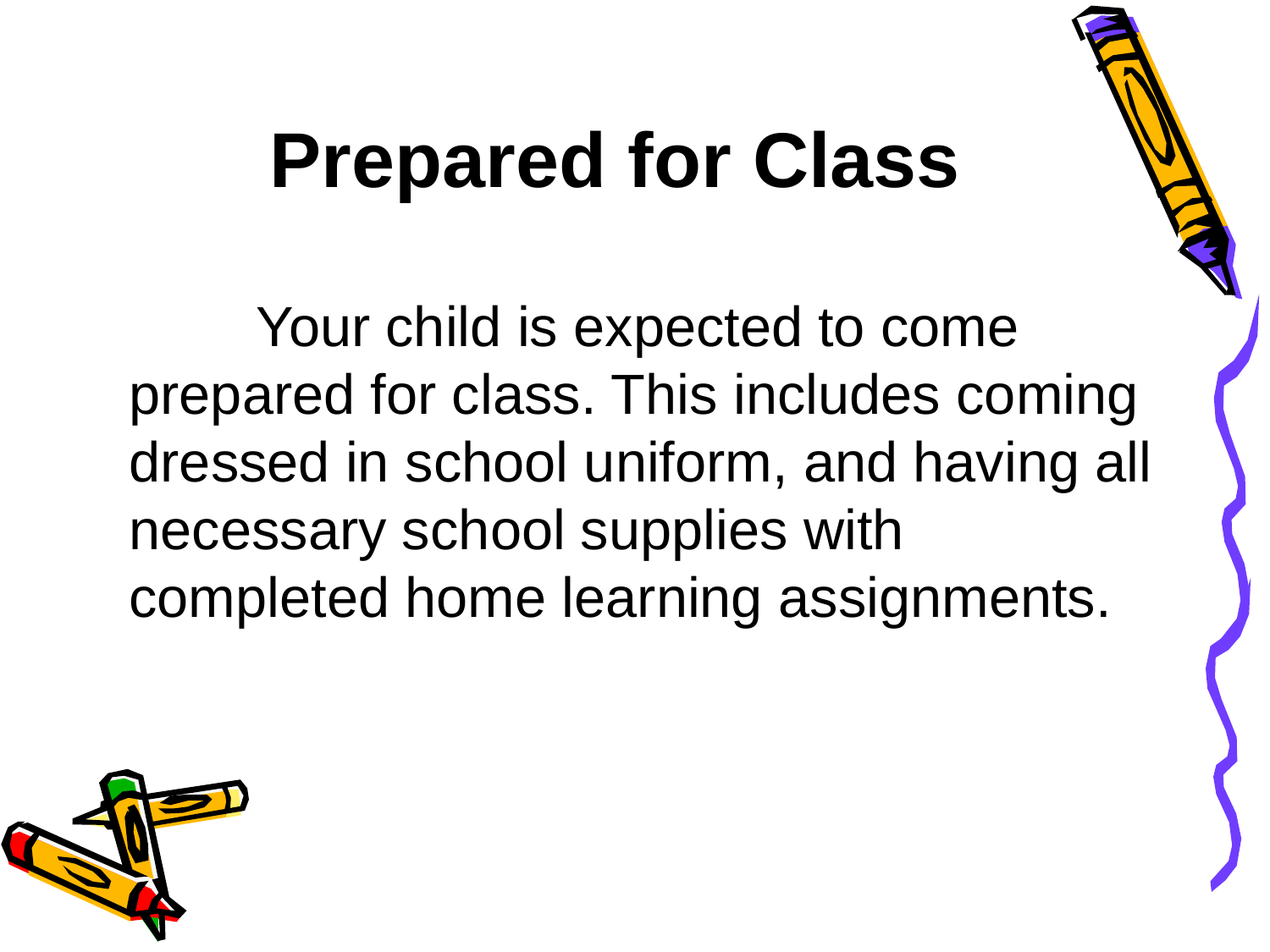# Prepared for Class

Your child is expected to come prepared for class. This includes coming dressed in school uniform, and having all necessary school supplies with completed home learning assignments.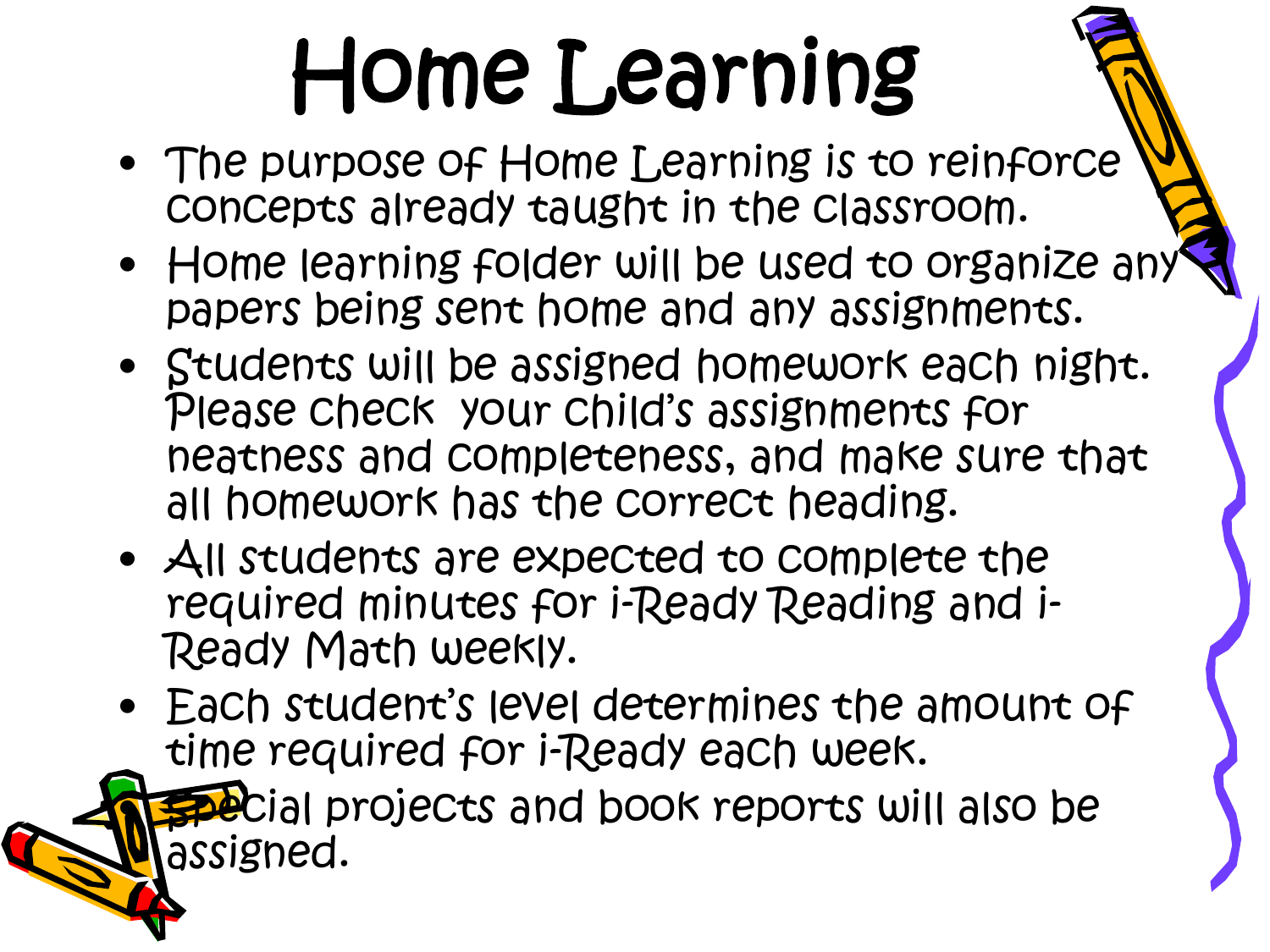# Home Learning

- The purpose of Home Learning is to reinforce concepts already taught in the classroom.
- Home learning folder will be used to organize any papers being sent home and any assignments.
- Students will be assigned homework each night. Please check your child's assignments for neatness and completeness, and make sure that all homework has the correct heading.
- All students are expected to complete the required minutes for i-Ready Reading and i-Ready Math weekly.
- Each student's level determines the amount of time required for i-Ready each week.
- Special projects and book reports will also be assigned.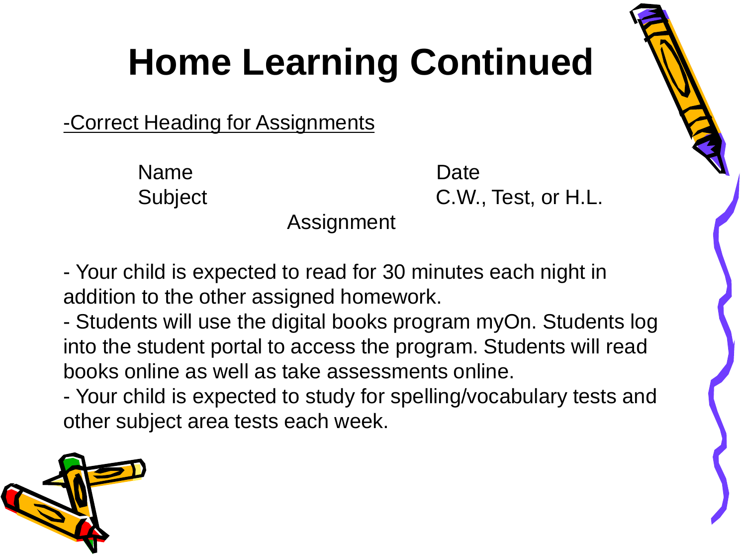# Home Learning Continued

-Correct Heading for Assignments

Name Date
Subject C.W., Test, or H.L.
Assignment

- Your child is expected to read for 30 minutes each night in addition to the other assigned homework.
- Students will use the digital books program myOn. Students log into the student portal to access the program. Students will read books online as well as take assessments online.
- Your child is expected to study for spelling/vocabulary tests and other subject area tests each week.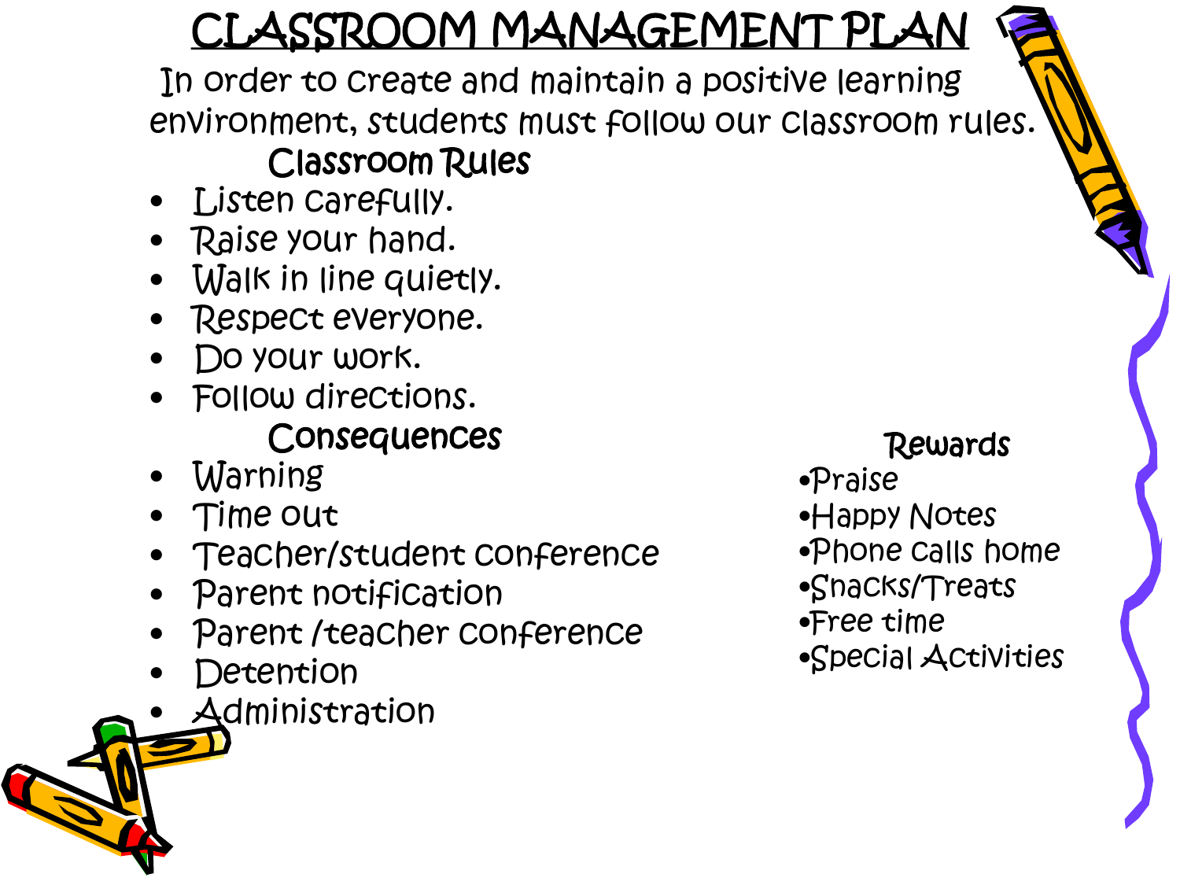# CLASSROOM MANAGEMENT PLAN

In order to create and maintain a positive learning environment, students must follow our classroom rules.

## Classroom Rules

- Listen carefully.
- Raise your hand.
- Walk in line quietly.
- Respect everyone.
- Do your work.
- Follow directions.

## Consequences

- Warning
- Time out
- Teacher/student conference
- Parent notification
- Parent /teacher conference
- Detention
- Administration

## Rewards

- Praise
- Happy Notes
- Phone calls home
- Snacks/Treats
- Free time
- Special Activities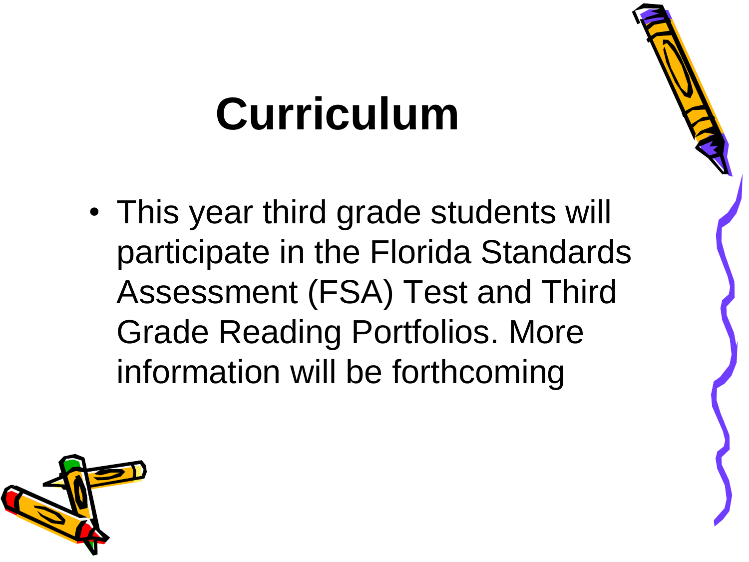# Curriculum

- This year third grade students will participate in the Florida Standards Assessment (FSA) Test and Third Grade Reading Portfolios. More information will be forthcoming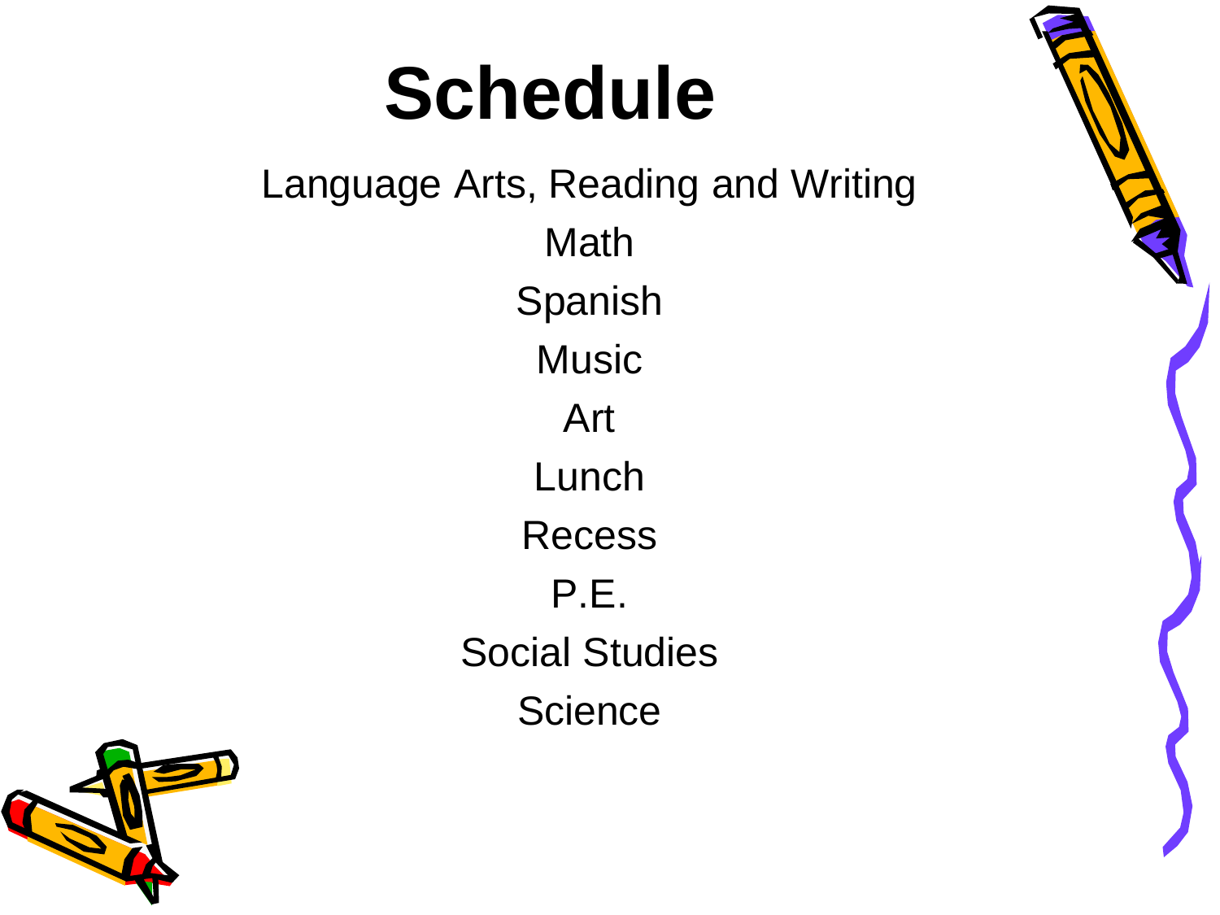# Schedule

Language Arts, Reading and Writing

Math

Spanish

Music

Art

Lunch

Recess

P.E.

Social Studies

Science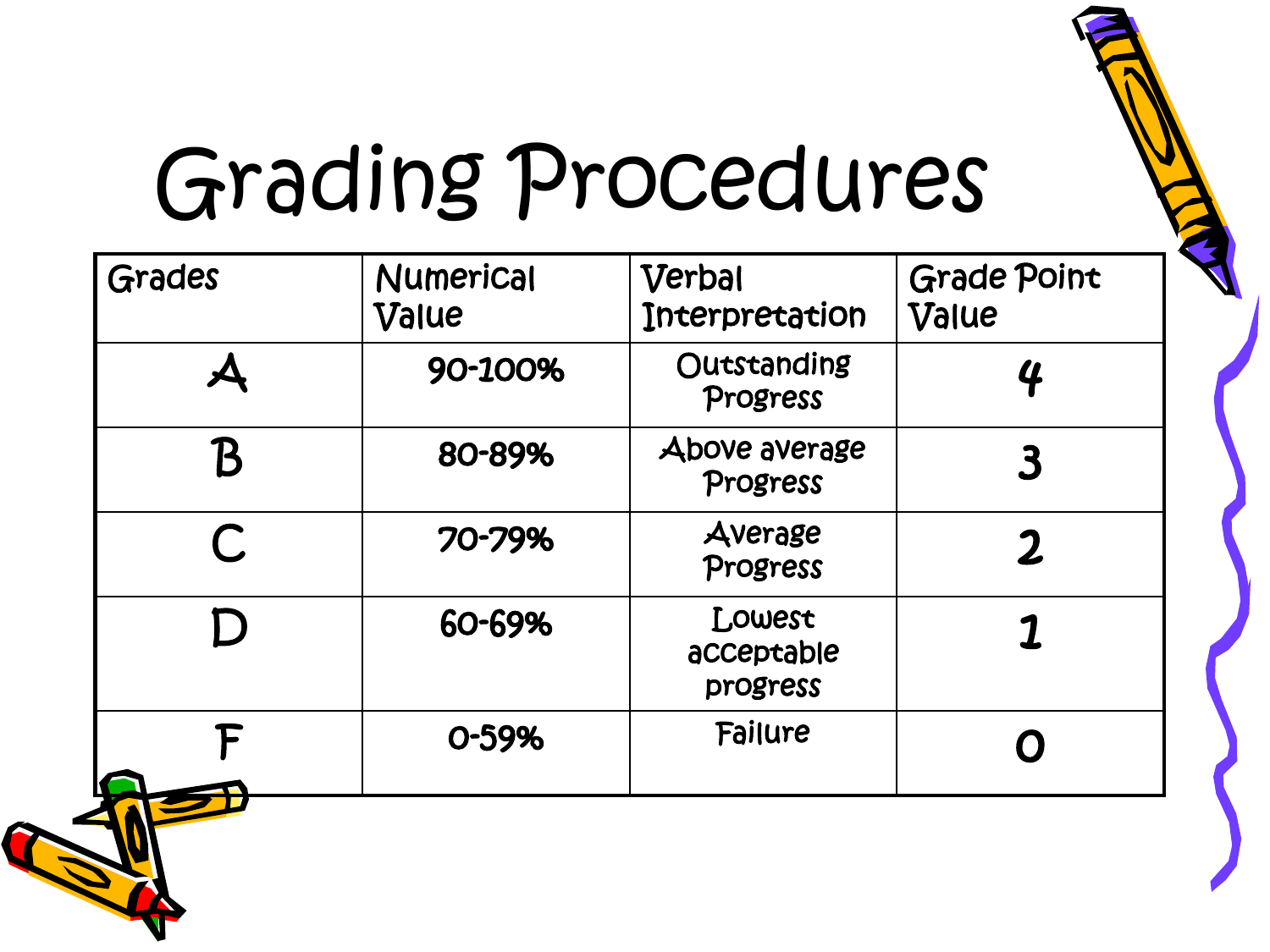# Grading Procedures

| Grades | Numerical Value | Verbal Interpretation | Grade Point Value |
|---|---|---|---|
| A | 90-100% | Outstanding Progress | 4 |
| B | 80-89% | Above average Progress | 3 |
| C | 70-79% | Average Progress | 2 |
| D | 60-69% | Lowest acceptable progress | 1 |
| F | 0-59% | Failure | 0 |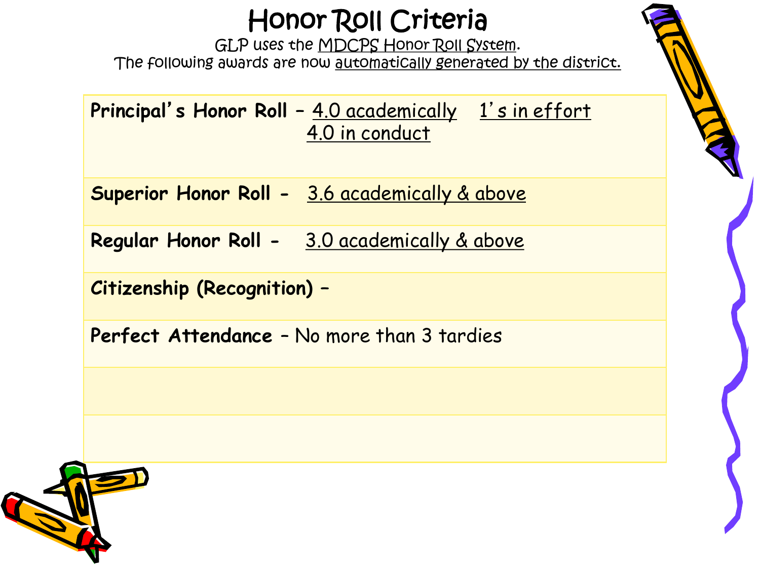# Honor Roll Criteria

GLP uses the MDCPS Honor Roll System.
The following awards are now automatically generated by the district.

| | |
|---|---|
| **Principal's Honor Roll** – 4.0 academically 1's in effort 4.0 in conduct | |
| **Superior Honor Roll** - 3.6 academically & above | |
| **Regular Honor Roll** - 3.0 academically & above | |
| **Citizenship (Recognition)** – | |
| **Perfect Attendance** – No more than 3 tardies | |
| | |
| | |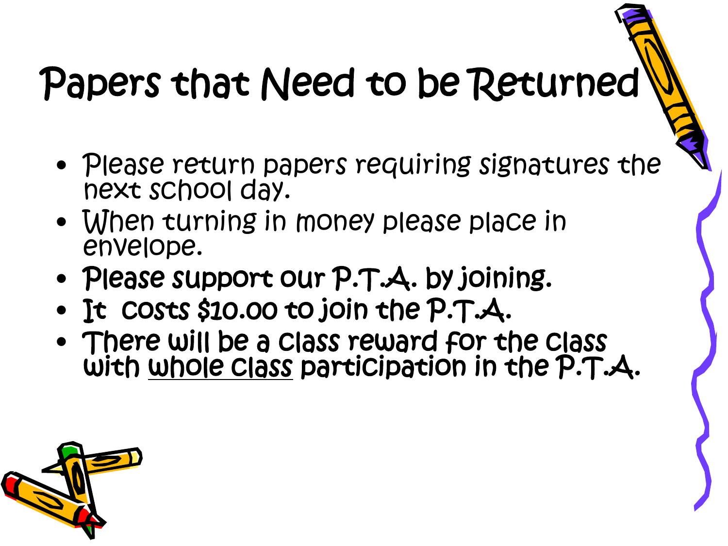# Papers that Need to be Returned

- Please return papers requiring signatures the next school day.
- When turning in money please place in envelope.
- Please support our P.T.A. by joining.
- It costs $10.00 to join the P.T.A.
- There will be a class reward for the class with <u>whole class</u> participation in the P.T.A.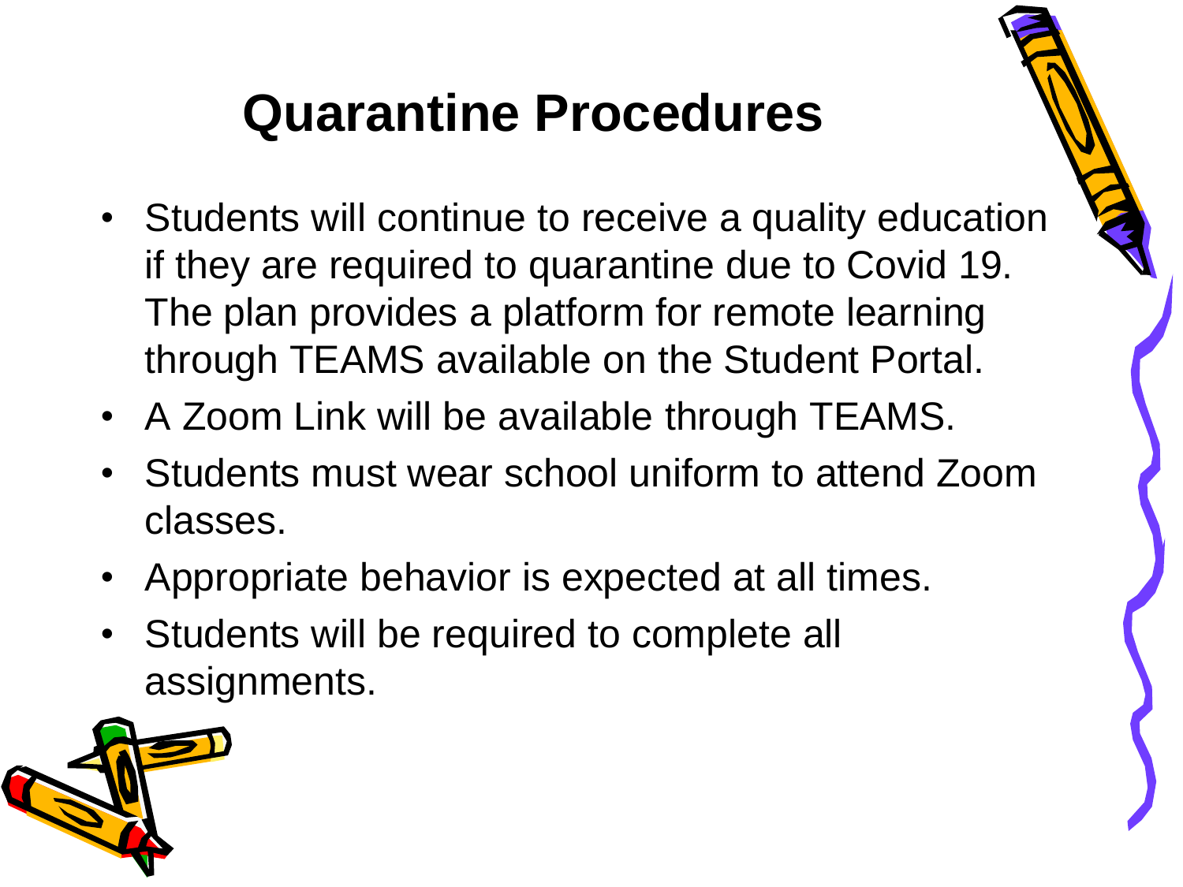# Quarantine Procedures

- Students will continue to receive a quality education if they are required to quarantine due to Covid 19. The plan provides a platform for remote learning through TEAMS available on the Student Portal.
- A Zoom Link will be available through TEAMS.
- Students must wear school uniform to attend Zoom classes.
- Appropriate behavior is expected at all times.
- Students will be required to complete all assignments.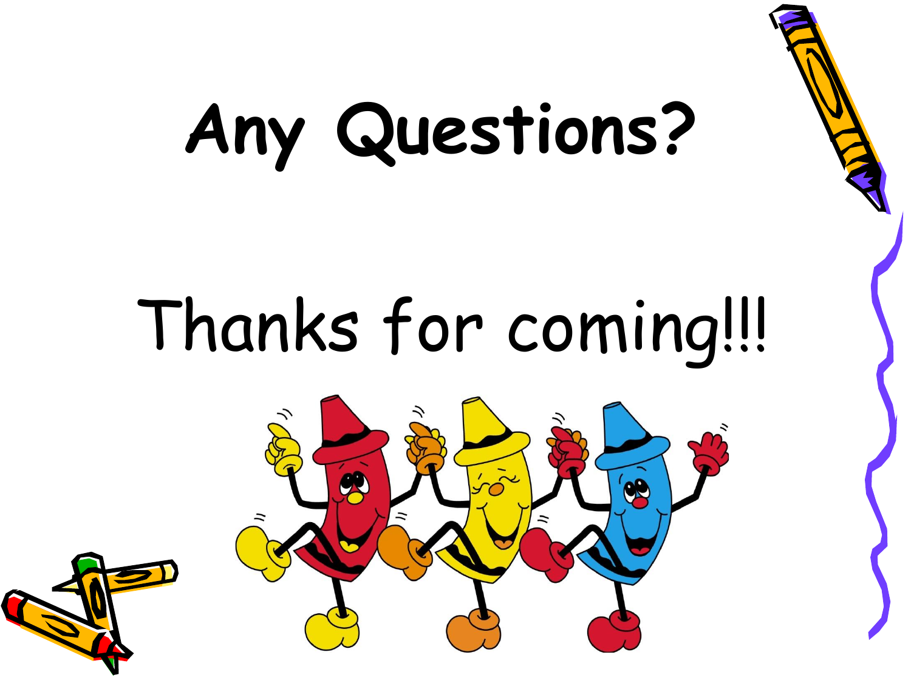# Any Questions?

Thanks for coming!!!